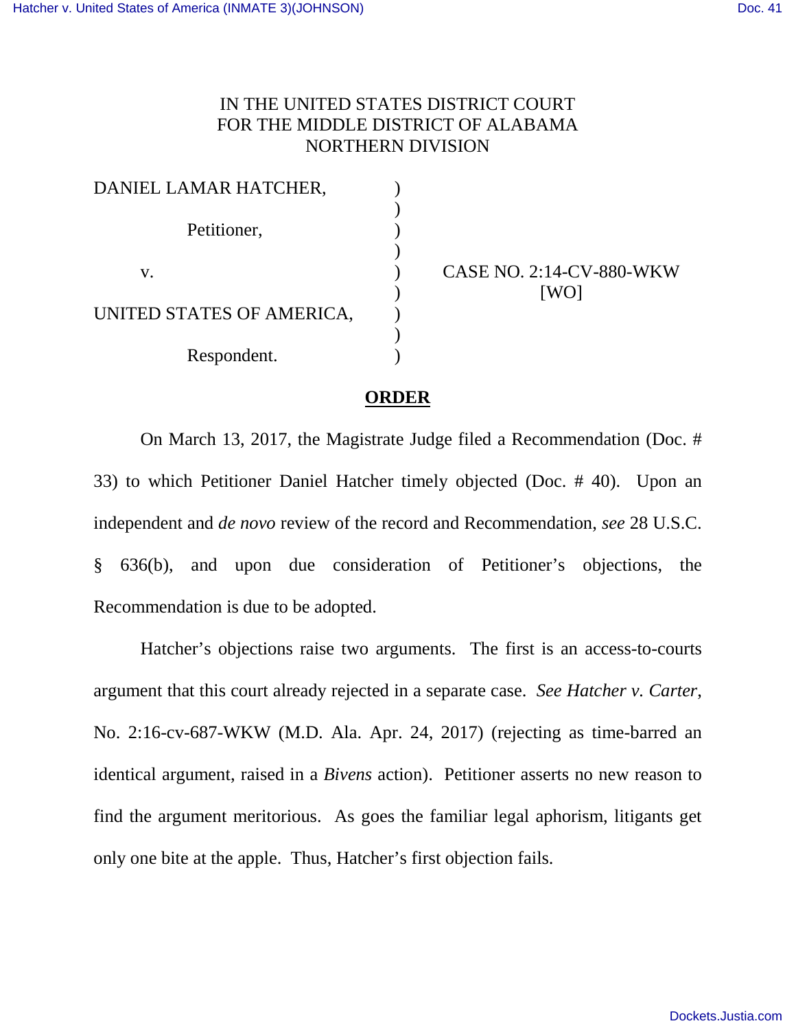IN THE UNITED STATES DISTRICT COURT
FOR THE MIDDLE DISTRICT OF ALABAMA
NORTHERN DIVISION

| | | |
|---|---|---|
| DANIEL LAMAR HATCHER, | ) | |
| | ) | |
| Petitioner, | ) | |
| | ) | |
| v. | ) | CASE NO. 2:14-CV-880-WKW |
| | ) | [WO] |
| UNITED STATES OF AMERICA, | ) | |
| | ) | |
| Respondent. | ) | |

**ORDER**

On March 13, 2017, the Magistrate Judge filed a Recommendation (Doc. # 33) to which Petitioner Daniel Hatcher timely objected (Doc. # 40). Upon an independent and *de novo* review of the record and Recommendation, *see* 28 U.S.C. § 636(b), and upon due consideration of Petitioner's objections, the Recommendation is due to be adopted.

Hatcher's objections raise two arguments. The first is an access-to-courts argument that this court already rejected in a separate case. *See Hatcher v. Carter*, No. 2:16-cv-687-WKW (M.D. Ala. Apr. 24, 2017) (rejecting as time-barred an identical argument, raised in a *Bivens* action). Petitioner asserts no new reason to find the argument meritorious. As goes the familiar legal aphorism, litigants get only one bite at the apple. Thus, Hatcher's first objection fails.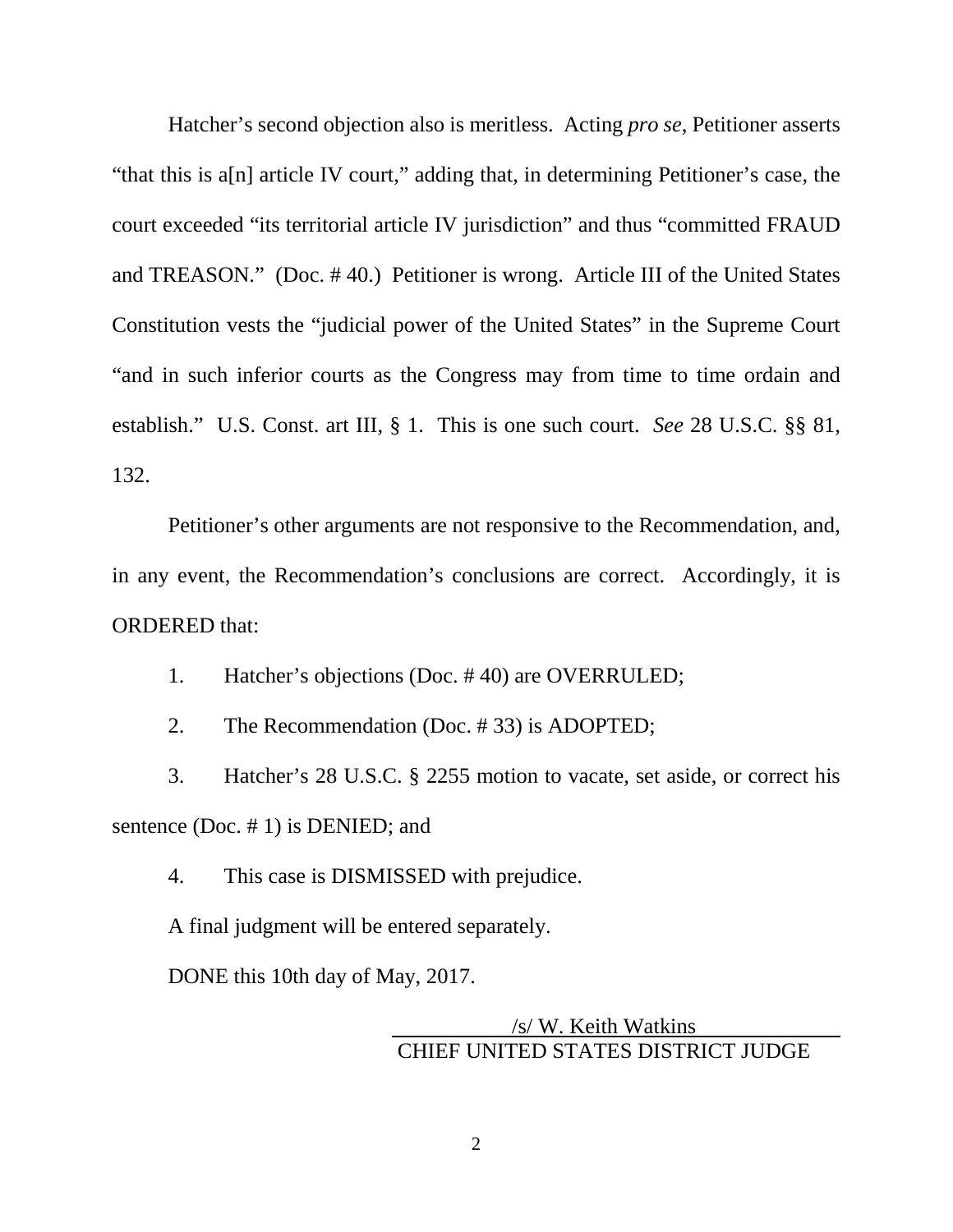Hatcher's second objection also is meritless. Acting *pro se*, Petitioner asserts "that this is a[n] article IV court," adding that, in determining Petitioner's case, the court exceeded "its territorial article IV jurisdiction" and thus "committed FRAUD and TREASON." (Doc. # 40.) Petitioner is wrong. Article III of the United States Constitution vests the "judicial power of the United States" in the Supreme Court "and in such inferior courts as the Congress may from time to time ordain and establish." U.S. Const. art III, § 1. This is one such court. *See* 28 U.S.C. §§ 81, 132.

Petitioner's other arguments are not responsive to the Recommendation, and, in any event, the Recommendation's conclusions are correct. Accordingly, it is ORDERED that:

1. Hatcher's objections (Doc. # 40) are OVERRULED;

2. The Recommendation (Doc. # 33) is ADOPTED;

3. Hatcher's 28 U.S.C. § 2255 motion to vacate, set aside, or correct his sentence (Doc. # 1) is DENIED; and

4. This case is DISMISSED with prejudice.

A final judgment will be entered separately.

DONE this 10th day of May, 2017.

/s/ W. Keith Watkins
CHIEF UNITED STATES DISTRICT JUDGE